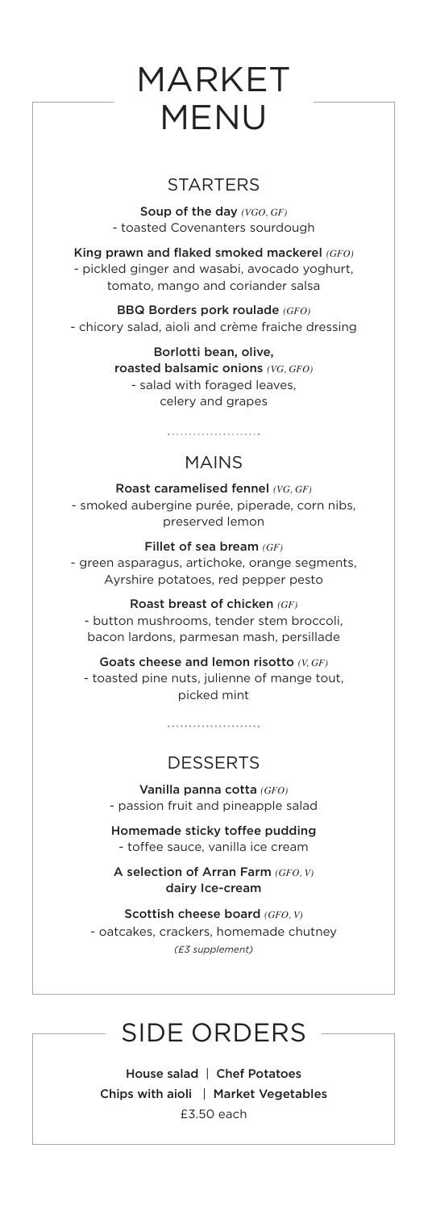# MARKET MENU

## STARTERS

**Soup of the day** *(VGO, GF)*
- toasted Covenanters sourdough

**King prawn and flaked smoked mackerel** *(GFO)*
- pickled ginger and wasabi, avocado yoghurt, tomato, mango and coriander salsa

**BBQ Borders pork roulade** *(GFO)*
- chicory salad, aioli and crème fraiche dressing

**Borlotti bean, olive, roasted balsamic onions** *(VG, GFO)*
- salad with foraged leaves, celery and grapes

## MAINS

**Roast caramelised fennel** *(VG, GF)*
- smoked aubergine purée, piperade, corn nibs, preserved lemon

**Fillet of sea bream** *(GF)*
- green asparagus, artichoke, orange segments, Ayrshire potatoes, red pepper pesto

**Roast breast of chicken** *(GF)*
- button mushrooms, tender stem broccoli, bacon lardons, parmesan mash, persillade

**Goats cheese and lemon risotto** *(V, GF)*
- toasted pine nuts, julienne of mange tout, picked mint

## DESSERTS

**Vanilla panna cotta** *(GFO)*
- passion fruit and pineapple salad

**Homemade sticky toffee pudding**
- toffee sauce, vanilla ice cream

**A selection of Arran Farm** *(GFO, V)* **dairy Ice-cream**

**Scottish cheese board** *(GFO, V)*
- oatcakes, crackers, homemade chutney
*(£3 supplement)*

# SIDE ORDERS

**House salad** | **Chef Potatoes**
**Chips with aioli** | **Market Vegetables**
£3.50 each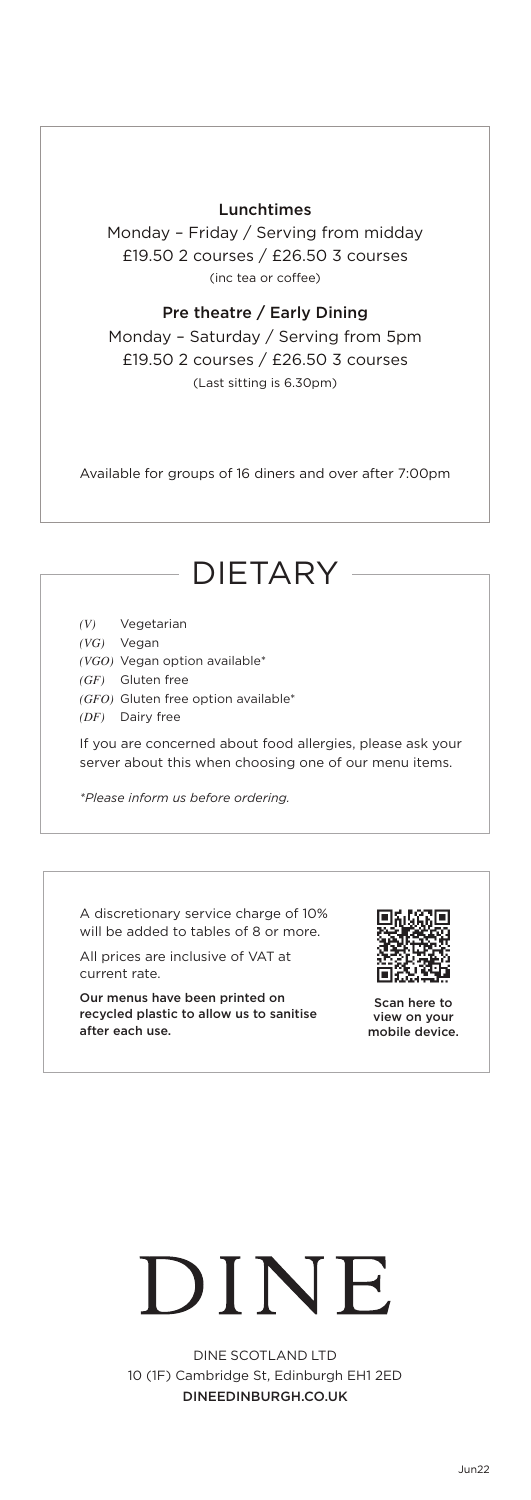### Lunchtimes

Monday – Friday / Serving from midday
£19.50 2 courses / £26.50 3 courses
(inc tea or coffee)

### Pre theatre / Early Dining

Monday – Saturday / Serving from 5pm
£19.50 2 courses / £26.50 3 courses
(Last sitting is 6.30pm)

Available for groups of 16 diners and over after 7:00pm

## DIETARY

- *(V)* Vegetarian
- *(VG)* Vegan
- *(VGO)* Vegan option available*
- *(GF)* Gluten free
- *(GFO)* Gluten free option available*
- *(DF)* Dairy free

If you are concerned about food allergies, please ask your server about this when choosing one of our menu items.

*Please inform us before ordering.*

A discretionary service charge of 10% will be added to tables of 8 or more.

All prices are inclusive of VAT at current rate.

**Our menus have been printed on recycled plastic to allow us to sanitise after each use.**

Scan here to view on your mobile device.

# DINE

DINE SCOTLAND LTD
10 (1F) Cambridge St, Edinburgh EH1 2ED
DINEEDINBURGH.CO.UK

Jun22